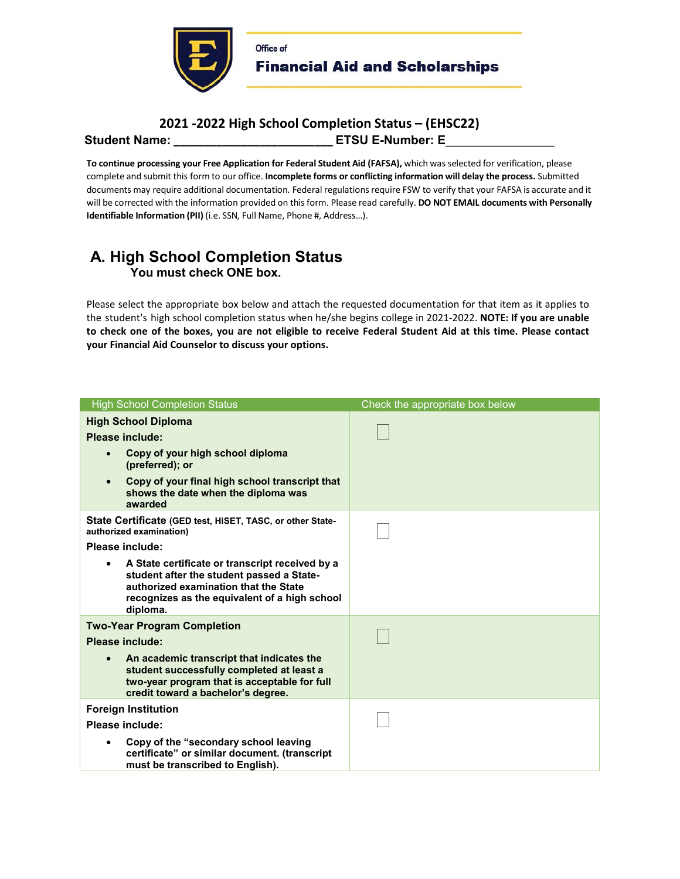Office of
**Financial Aid and Scholarships**

## 2021 -2022 High School Completion Status – (EHSC22)

**Student Name: ________________________ ETSU E-Number: E________________**

**To continue processing your Free Application for Federal Student Aid (FAFSA),** which was selected for verification, please complete and submit this form to our office. **Incomplete forms or conflicting information will delay the process.** Submitted documents may require additional documentation. Federal regulations require FSW to verify that your FAFSA is accurate and it will be corrected with the information provided on this form. Please read carefully. **DO NOT EMAIL documents with Personally Identifiable Information (PII)** (i.e. SSN, Full Name, Phone #, Address…).

## A. High School Completion Status

**You must check ONE box.**

Please select the appropriate box below and attach the requested documentation for that item as it applies to the student's high school completion status when he/she begins college in 2021-2022. **NOTE: If you are unable to check one of the boxes, you are not eligible to receive Federal Student Aid at this time. Please contact your Financial Aid Counselor to discuss your options.**

| High School Completion Status | Check the appropriate box below |
|---|---|
| **High School Diploma**<br>**Please include:**<br>• **Copy of your high school diploma (preferred); or**<br>• **Copy of your final high school transcript that shows the date when the diploma was awarded** | ☐ |
| **State Certificate (GED test, HiSET, TASC, or other State-authorized examination)**<br>**Please include:**<br>• **A State certificate or transcript received by a student after the student passed a State-authorized examination that the State recognizes as the equivalent of a high school diploma.** | ☐ |
| **Two-Year Program Completion**<br>**Please include:**<br>• **An academic transcript that indicates the student successfully completed at least a two-year program that is acceptable for full credit toward a bachelor's degree.** | ☐ |
| **Foreign Institution**<br>**Please include:**<br>• **Copy of the "secondary school leaving certificate" or similar document. (transcript must be transcribed to English).** | ☐ |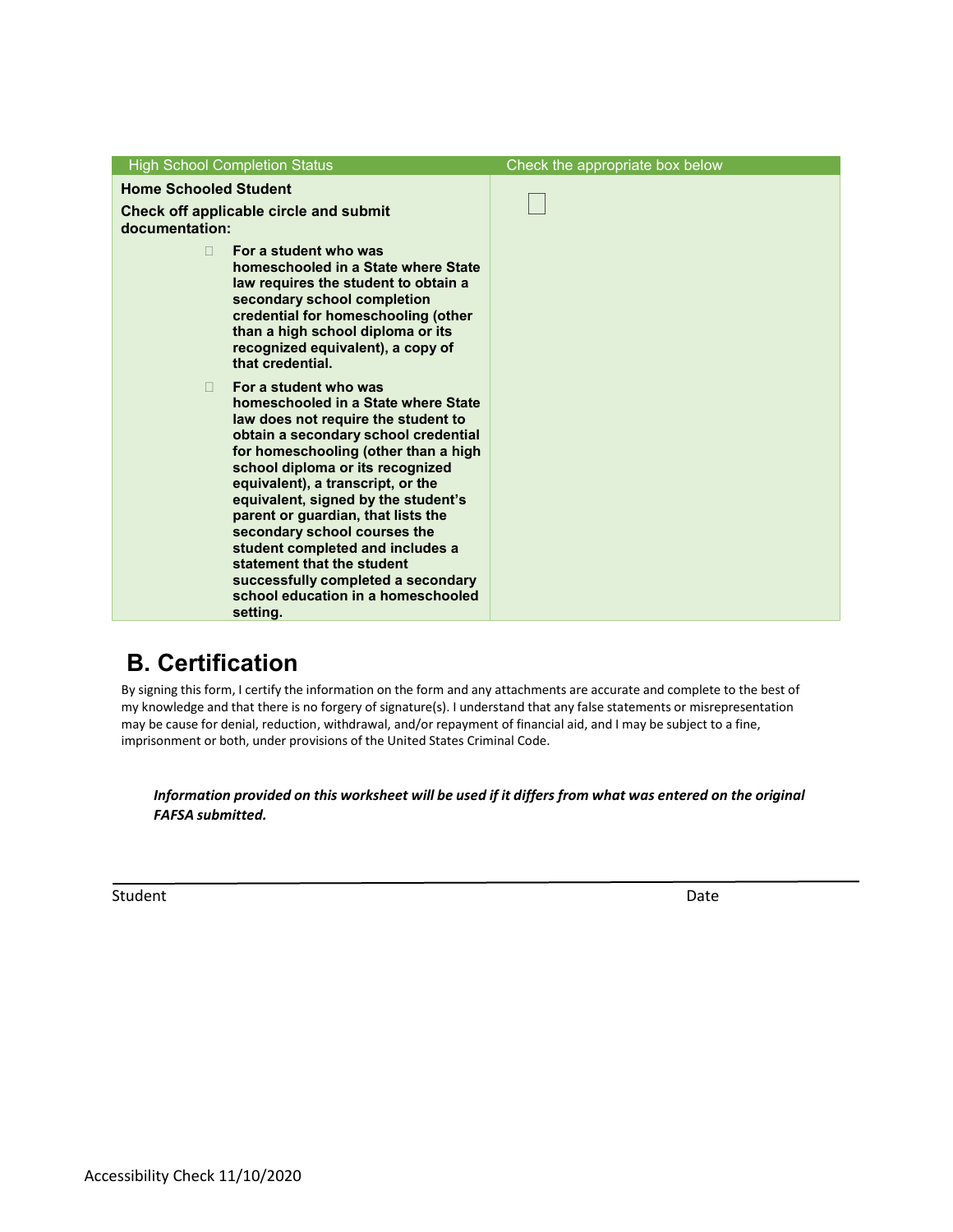| High School Completion Status | Check the appropriate box below |
| --- | --- |
| **Home Schooled Student**<br>**Check off applicable circle and submit documentation:**<br>☐ **For a student who was homeschooled in a State where State law requires the student to obtain a secondary school completion credential for homeschooling (other than a high school diploma or its recognized equivalent), a copy of that credential.**<br>☐ **For a student who was homeschooled in a State where State law does not require the student to obtain a secondary school credential for homeschooling (other than a high school diploma or its recognized equivalent), a transcript, or the equivalent, signed by the student's parent or guardian, that lists the secondary school courses the student completed and includes a statement that the student successfully completed a secondary school education in a homeschooled setting.** | ☐ |

## B. Certification

By signing this form, I certify the information on the form and any attachments are accurate and complete to the best of my knowledge and that there is no forgery of signature(s). I understand that any false statements or misrepresentation may be cause for denial, reduction, withdrawal, and/or repayment of financial aid, and I may be subject to a fine, imprisonment or both, under provisions of the United States Criminal Code.

***Information provided on this worksheet will be used if it differs from what was entered on the original FAFSA submitted.***

Student Date

Accessibility Check 11/10/2020